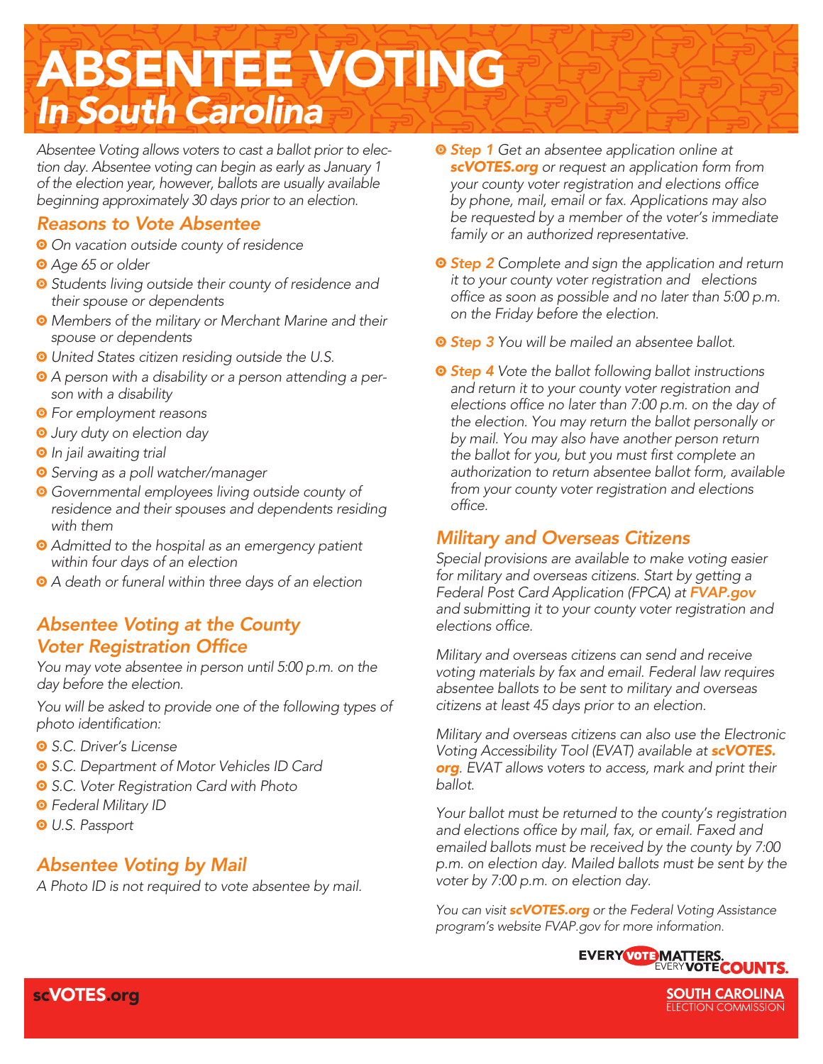# ABSENTEE VOTING
## *In South Carolina*

*Absentee Voting allows voters to cast a ballot prior to election day. Absentee voting can begin as early as January 1 of the election year, however, ballots are usually available beginning approximately 30 days prior to an election.*

## *Reasons to Vote Absentee*

- *On vacation outside county of residence*
- *Age 65 or older*
- *Students living outside their county of residence and their spouse or dependents*
- *Members of the military or Merchant Marine and their spouse or dependents*
- *United States citizen residing outside the U.S.*
- *A person with a disability or a person attending a person with a disability*
- *For employment reasons*
- *Jury duty on election day*
- *In jail awaiting trial*
- *Serving as a poll watcher/manager*
- *Governmental employees living outside county of residence and their spouses and dependents residing with them*
- *Admitted to the hospital as an emergency patient within four days of an election*
- *A death or funeral within three days of an election*

## *Absentee Voting at the County Voter Registration Office*

*You may vote absentee in person until 5:00 p.m. on the day before the election.*

*You will be asked to provide one of the following types of photo identification:*

- *S.C. Driver's License*
- *S.C. Department of Motor Vehicles ID Card*
- *S.C. Voter Registration Card with Photo*
- *Federal Military ID*
- *U.S. Passport*

## *Absentee Voting by Mail*

*A Photo ID is not required to vote absentee by mail.*

- ***Step 1*** *Get an absentee application online at* ***scVOTES.org*** *or request an application form from your county voter registration and elections office by phone, mail, email or fax. Applications may also be requested by a member of the voter's immediate family or an authorized representative.*
- ***Step 2*** *Complete and sign the application and return it to your county voter registration and elections office as soon as possible and no later than 5:00 p.m. on the Friday before the election.*
- ***Step 3*** *You will be mailed an absentee ballot.*
- ***Step 4*** *Vote the ballot following ballot instructions and return it to your county voter registration and elections office no later than 7:00 p.m. on the day of the election. You may return the ballot personally or by mail. You may also have another person return the ballot for you, but you must first complete an authorization to return absentee ballot form, available from your county voter registration and elections office.*

## *Military and Overseas Citizens*

*Special provisions are available to make voting easier for military and overseas citizens. Start by getting a Federal Post Card Application (FPCA) at* ***FVAP.gov*** *and submitting it to your county voter registration and elections office.*

*Military and overseas citizens can send and receive voting materials by fax and email. Federal law requires absentee ballots to be sent to military and overseas citizens at least 45 days prior to an election.*

*Military and overseas citizens can also use the Electronic Voting Accessibility Tool (EVAT) available at* ***scVOTES.org****. EVAT allows voters to access, mark and print their ballot.*

*Your ballot must be returned to the county's registration and elections office by mail, fax, or email. Faxed and emailed ballots must be received by the county by 7:00 p.m. on election day. Mailed ballots must be sent by the voter by 7:00 p.m. on election day.*

*You can visit* ***scVOTES.org*** *or the Federal Voting Assistance program's website FVAP.gov for more information.*

EVERY VOTE MATTERS. EVERY VOTE COUNTS.

scVOTES.org

SOUTH CAROLINA ELECTION COMMISSION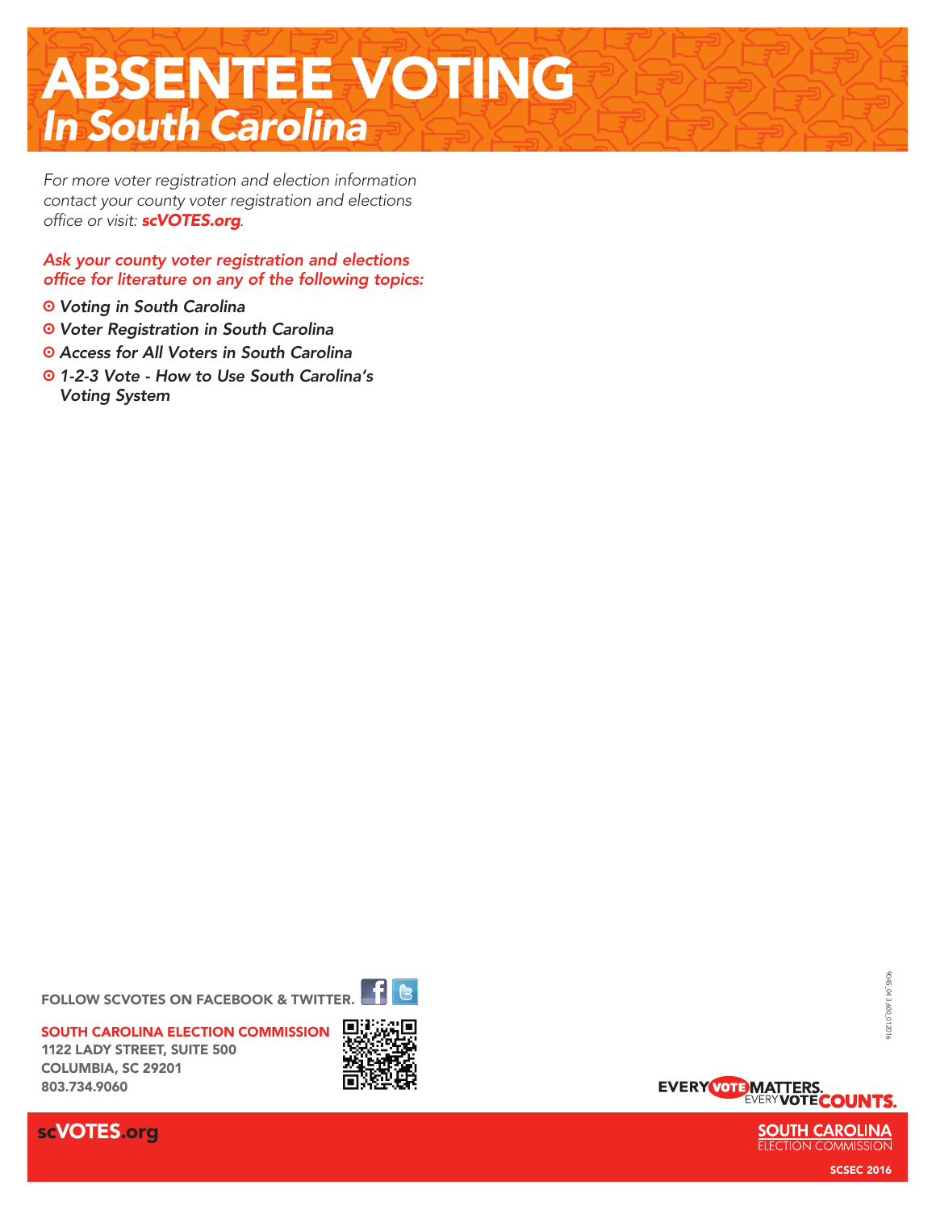# ABSENTEE VOTING

## *In South Carolina*

*For more voter registration and election information contact your county voter registration and elections office or visit:* ***scVOTES.org****.*

***Ask your county voter registration and elections office for literature on any of the following topics:***

- *Voting in South Carolina*
- *Voter Registration in South Carolina*
- *Access for All Voters in South Carolina*
- *1-2-3 Vote - How to Use South Carolina's Voting System*

**FOLLOW SCVOTES ON FACEBOOK & TWITTER.**

**SOUTH CAROLINA ELECTION COMMISSION**
**1122 LADY STREET, SUITE 500**
**COLUMBIA, SC 29201**
**803.734.9060**

9045_04 3,600 012016

EVERY VOTE MATTERS. EVERY VOTE COUNTS.

**scVOTES.org**

SOUTH CAROLINA ELECTION COMMISSION

SCSEC 2016